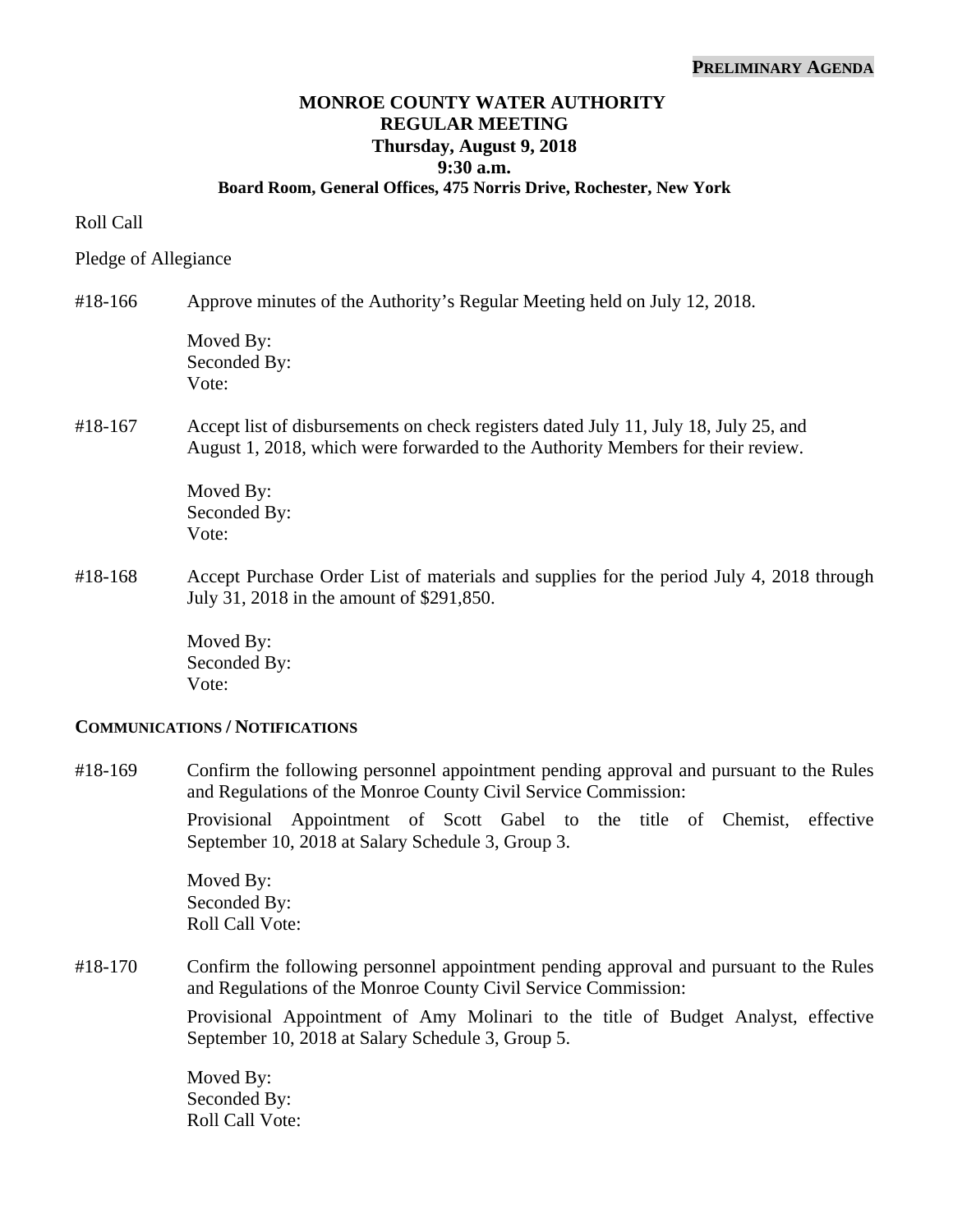**PRELIMINARY AGENDA**

# MONROE COUNTY WATER AUTHORITY
## REGULAR MEETING
### Thursday, August 9, 2018
### 9:30 a.m.
### Board Room, General Offices, 475 Norris Drive, Rochester, New York

Roll Call

Pledge of Allegiance

#18-166 Approve minutes of the Authority's Regular Meeting held on July 12, 2018.

Moved By:
Seconded By:
Vote:

#18-167 Accept list of disbursements on check registers dated July 11, July 18, July 25, and August 1, 2018, which were forwarded to the Authority Members for their review.

Moved By:
Seconded By:
Vote:

#18-168 Accept Purchase Order List of materials and supplies for the period July 4, 2018 through July 31, 2018 in the amount of $291,850.

Moved By:
Seconded By:
Vote:

**COMMUNICATIONS / NOTIFICATIONS**

#18-169 Confirm the following personnel appointment pending approval and pursuant to the Rules and Regulations of the Monroe County Civil Service Commission:

Provisional Appointment of Scott Gabel to the title of Chemist, effective September 10, 2018 at Salary Schedule 3, Group 3.

Moved By:
Seconded By:
Roll Call Vote:

#18-170 Confirm the following personnel appointment pending approval and pursuant to the Rules and Regulations of the Monroe County Civil Service Commission:

Provisional Appointment of Amy Molinari to the title of Budget Analyst, effective September 10, 2018 at Salary Schedule 3, Group 5.

Moved By:
Seconded By:
Roll Call Vote: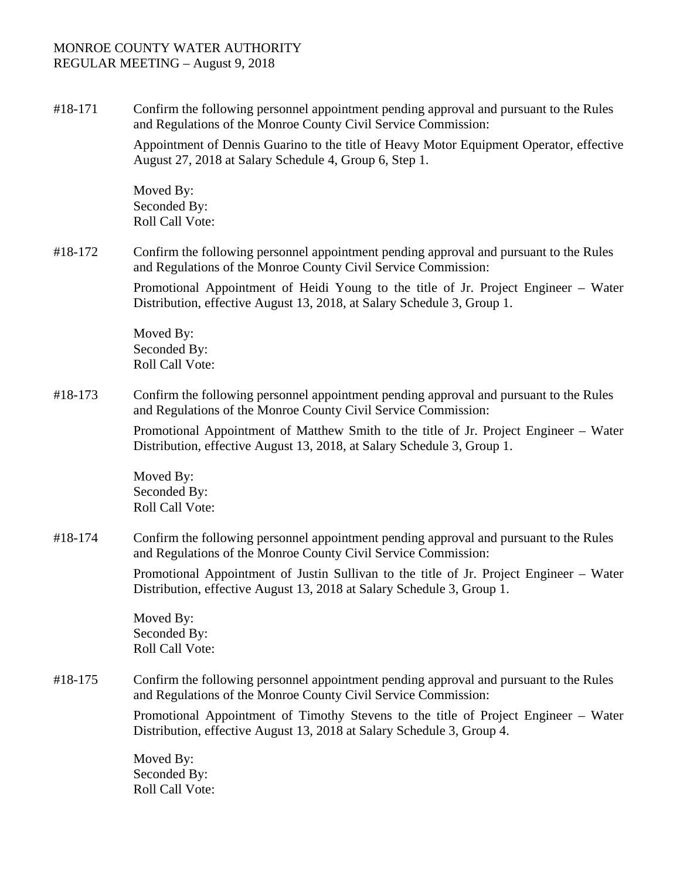MONROE COUNTY WATER AUTHORITY
REGULAR MEETING – August 9, 2018

#18-171 Confirm the following personnel appointment pending approval and pursuant to the Rules and Regulations of the Monroe County Civil Service Commission:

Appointment of Dennis Guarino to the title of Heavy Motor Equipment Operator, effective August 27, 2018 at Salary Schedule 4, Group 6, Step 1.

Moved By:
Seconded By:
Roll Call Vote:

#18-172 Confirm the following personnel appointment pending approval and pursuant to the Rules and Regulations of the Monroe County Civil Service Commission:

Promotional Appointment of Heidi Young to the title of Jr. Project Engineer – Water Distribution, effective August 13, 2018, at Salary Schedule 3, Group 1.

Moved By:
Seconded By:
Roll Call Vote:

#18-173 Confirm the following personnel appointment pending approval and pursuant to the Rules and Regulations of the Monroe County Civil Service Commission:

Promotional Appointment of Matthew Smith to the title of Jr. Project Engineer – Water Distribution, effective August 13, 2018, at Salary Schedule 3, Group 1.

Moved By:
Seconded By:
Roll Call Vote:

#18-174 Confirm the following personnel appointment pending approval and pursuant to the Rules and Regulations of the Monroe County Civil Service Commission:

Promotional Appointment of Justin Sullivan to the title of Jr. Project Engineer – Water Distribution, effective August 13, 2018 at Salary Schedule 3, Group 1.

Moved By:
Seconded By:
Roll Call Vote:

#18-175 Confirm the following personnel appointment pending approval and pursuant to the Rules and Regulations of the Monroe County Civil Service Commission:

Promotional Appointment of Timothy Stevens to the title of Project Engineer – Water Distribution, effective August 13, 2018 at Salary Schedule 3, Group 4.

Moved By:
Seconded By:
Roll Call Vote: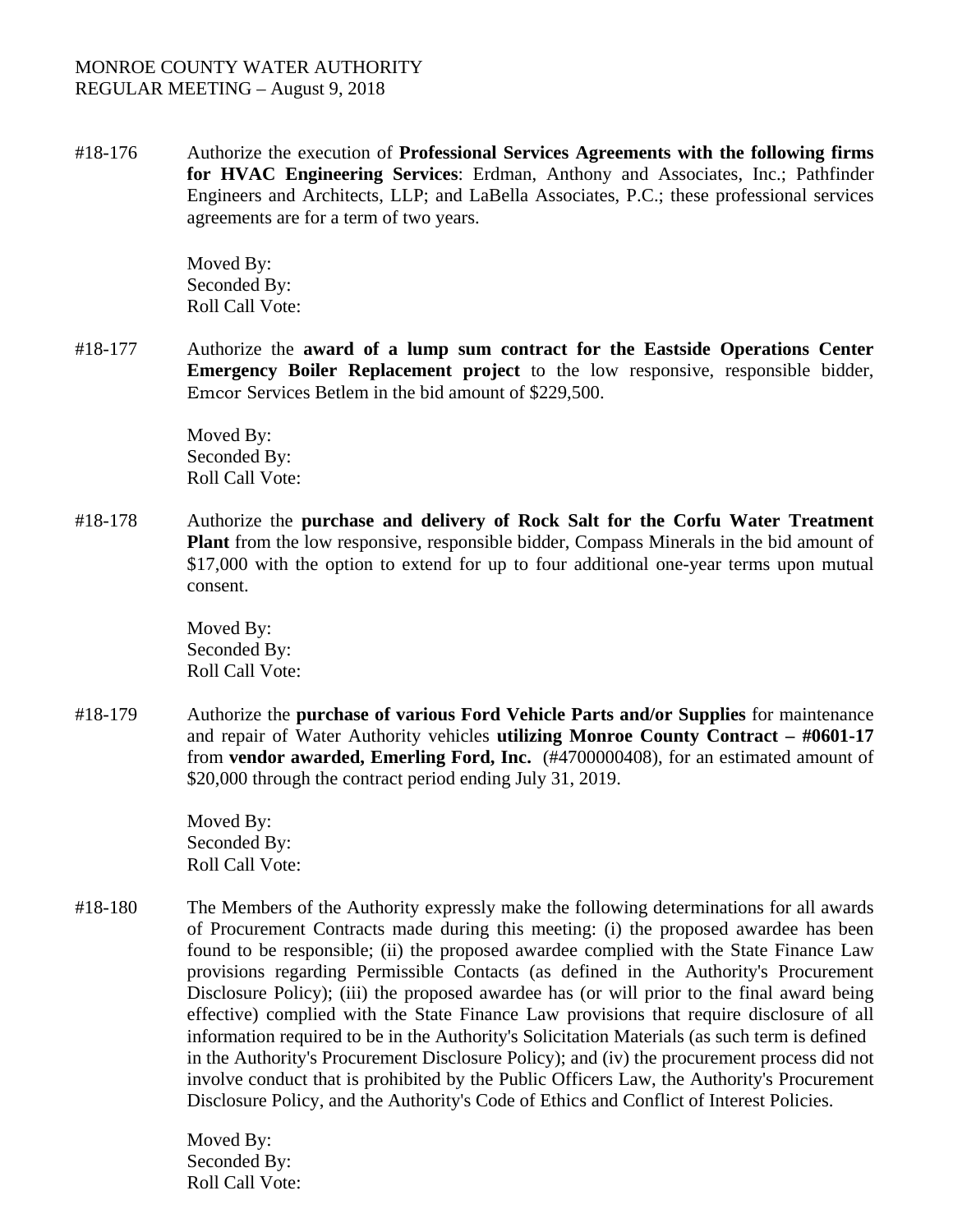MONROE COUNTY WATER AUTHORITY
REGULAR MEETING – August 9, 2018

#18-176 Authorize the execution of **Professional Services Agreements with the following firms for HVAC Engineering Services**: Erdman, Anthony and Associates, Inc.; Pathfinder Engineers and Architects, LLP; and LaBella Associates, P.C.; these professional services agreements are for a term of two years.

Moved By:
Seconded By:
Roll Call Vote:

#18-177 Authorize the **award of a lump sum contract for the Eastside Operations Center Emergency Boiler Replacement project** to the low responsive, responsible bidder, Emcor Services Betlem in the bid amount of $229,500.

Moved By:
Seconded By:
Roll Call Vote:

#18-178 Authorize the **purchase and delivery of Rock Salt for the Corfu Water Treatment Plant** from the low responsive, responsible bidder, Compass Minerals in the bid amount of $17,000 with the option to extend for up to four additional one-year terms upon mutual consent.

Moved By:
Seconded By:
Roll Call Vote:

#18-179 Authorize the **purchase of various Ford Vehicle Parts and/or Supplies** for maintenance and repair of Water Authority vehicles **utilizing Monroe County Contract – #0601-17** from **vendor awarded, Emerling Ford, Inc.** (#4700000408), for an estimated amount of $20,000 through the contract period ending July 31, 2019.

Moved By:
Seconded By:
Roll Call Vote:

#18-180 The Members of the Authority expressly make the following determinations for all awards of Procurement Contracts made during this meeting: (i) the proposed awardee has been found to be responsible; (ii) the proposed awardee complied with the State Finance Law provisions regarding Permissible Contacts (as defined in the Authority's Procurement Disclosure Policy); (iii) the proposed awardee has (or will prior to the final award being effective) complied with the State Finance Law provisions that require disclosure of all information required to be in the Authority's Solicitation Materials (as such term is defined in the Authority's Procurement Disclosure Policy); and (iv) the procurement process did not involve conduct that is prohibited by the Public Officers Law, the Authority's Procurement Disclosure Policy, and the Authority's Code of Ethics and Conflict of Interest Policies.

Moved By:
Seconded By:
Roll Call Vote: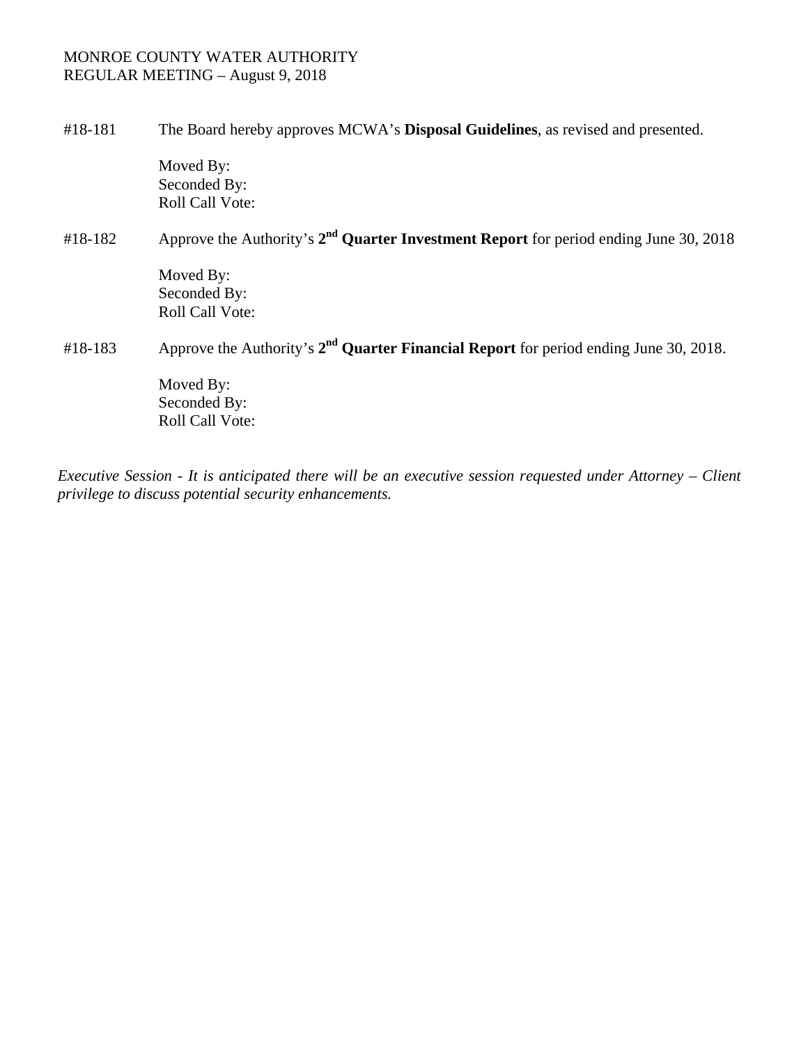#18-181 The Board hereby approves MCWA's **Disposal Guidelines**, as revised and presented.

Moved By:
Seconded By:
Roll Call Vote:

#18-182 Approve the Authority's **2nd Quarter Investment Report** for period ending June 30, 2018

Moved By:
Seconded By:
Roll Call Vote:

#18-183 Approve the Authority's **2nd Quarter Financial Report** for period ending June 30, 2018.

Moved By:
Seconded By:
Roll Call Vote:

*Executive Session - It is anticipated there will be an executive session requested under Attorney – Client privilege to discuss potential security enhancements.*